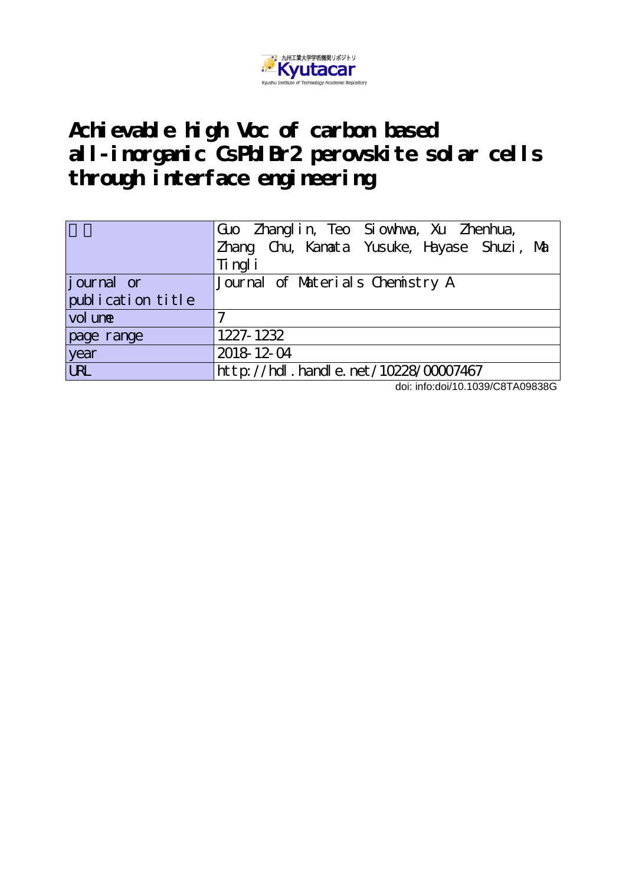九州工業大学学術機関リポジトリ
Kyutacar
Kyushu Institute of Technology Academic Repository

# Achievable high Voc of carbon based all-inorganic CsPbIBr2 perovskite solar cells through interface engineering

| | |
|---|---|
| 著者 | Guo Zhanglin, Teo Siowhwa, Xu Zhenhua, Zhang Chu, Kamata Yusuke, Hayase Shuzi, Ma Tingli |
| journal or publication title | Journal of Materials Chemistry A |
| volume | 7 |
| page range | 1227-1232 |
| year | 2018-12-04 |
| URL | http://hdl.handle.net/10228/00007467 |

doi: info:doi/10.1039/C8TA09838G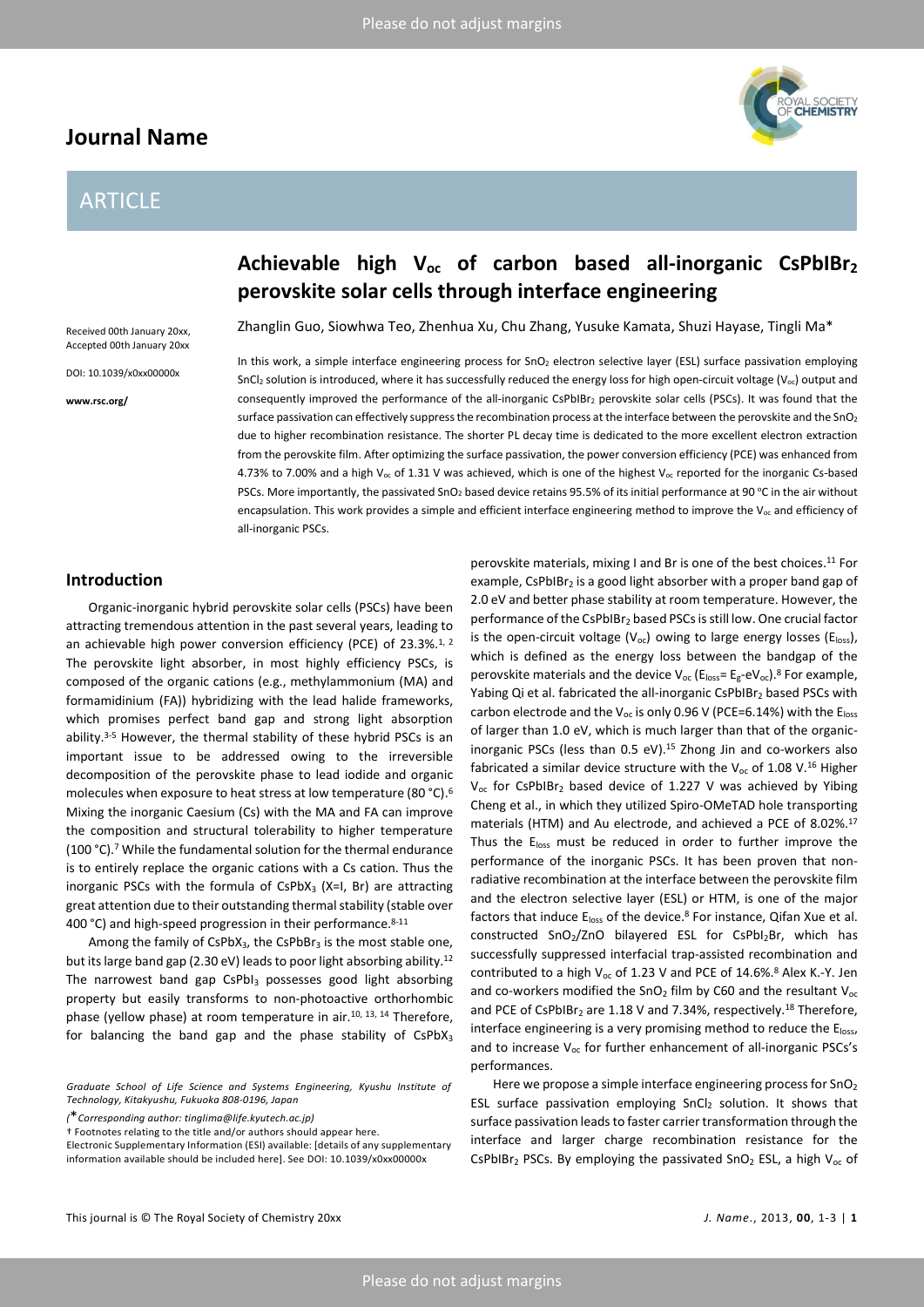# Journal Name

## ARTICLE

# Achievable high $V_{oc}$ of carbon based all-inorganic $CsPbIBr_2$ perovskite solar cells through interface engineering

Received 00th January 20xx,
Accepted 00th January 20xx

DOI: 10.1039/x0xx00000x

www.rsc.org/

Zhanglin Guo, Siowhwa Teo, Zhenhua Xu, Chu Zhang, Yusuke Kamata, Shuzi Hayase, Tingli Ma*

In this work, a simple interface engineering process for $SnO_2$ electron selective layer (ESL) surface passivation employing $SnCl_2$ solution is introduced, where it has successfully reduced the energy loss for high open-circuit voltage ($V_{oc}$) output and consequently improved the performance of the all-inorganic $CsPbIBr_2$ perovskite solar cells (PSCs). It was found that the surface passivation can effectively suppress the recombination process at the interface between the perovskite and the $SnO_2$ due to higher recombination resistance. The shorter PL decay time is dedicated to the more excellent electron extraction from the perovskite film. After optimizing the surface passivation, the power conversion efficiency (PCE) was enhanced from 4.73% to 7.00% and a high $V_{oc}$ of 1.31 V was achieved, which is one of the highest $V_{oc}$ reported for the inorganic Cs-based PSCs. More importantly, the passivated $SnO_2$ based device retains 95.5% of its initial performance at 90 °C in the air without encapsulation. This work provides a simple and efficient interface engineering method to improve the $V_{oc}$ and efficiency of all-inorganic PSCs.

## Introduction

Organic-inorganic hybrid perovskite solar cells (PSCs) have been attracting tremendous attention in the past several years, leading to an achievable high power conversion efficiency (PCE) of 23.3%.[1, 2] The perovskite light absorber, in most highly efficiency PSCs, is composed of the organic cations (e.g., methylammonium (MA) and formamidinium (FA)) hybridizing with the lead halide frameworks, which promises perfect band gap and strong light absorption ability.[3-5] However, the thermal stability of these hybrid PSCs is an important issue to be addressed owing to the irreversible decomposition of the perovskite phase to lead iodide and organic molecules when exposure to heat stress at low temperature (80 °C).[6] Mixing the inorganic Caesium (Cs) with the MA and FA can improve the composition and structural tolerability to higher temperature (100 °C).[7] While the fundamental solution for the thermal endurance is to entirely replace the organic cations with a Cs cation. Thus the inorganic PSCs with the formula of $CsPbX_3$ (X=I, Br) are attracting great attention due to their outstanding thermal stability (stable over 400 °C) and high-speed progression in their performance.[8-11]

Among the family of $CsPbX_3$, the $CsPbBr_3$ is the most stable one, but its large band gap (2.30 eV) leads to poor light absorbing ability.[12] The narrowest band gap $CsPbI_3$ possesses good light absorbing property but easily transforms to non-photoactive orthorhombic phase (yellow phase) at room temperature in air.[10, 13, 14] Therefore, for balancing the band gap and the phase stability of $CsPbX_3$ perovskite materials, mixing I and Br is one of the best choices.[11] For example, $CsPbIBr_2$ is a good light absorber with a proper band gap of 2.0 eV and better phase stability at room temperature. However, the performance of the $CsPbIBr_2$ based PSCs is still low. One crucial factor is the open-circuit voltage ($V_{oc}$) owing to large energy losses ($E_{loss}$), which is defined as the energy loss between the bandgap of the perovskite materials and the device $V_{oc}$ ($E_{loss}= E_g-eV_{oc}$).[8] For example, Yabing Qi et al. fabricated the all-inorganic $CsPbIBr_2$ based PSCs with carbon electrode and the $V_{oc}$ is only 0.96 V (PCE=6.14%) with the $E_{loss}$ of larger than 1.0 eV, which is much larger than that of the organic-inorganic PSCs (less than 0.5 eV).[15] Zhong Jin and co-workers also fabricated a similar device structure with the $V_{oc}$ of 1.08 V.[16] Higher $V_{oc}$ for $CsPbIBr_2$ based device of 1.227 V was achieved by Yibing Cheng et al., in which they utilized Spiro-OMeTAD hole transporting materials (HTM) and Au electrode, and achieved a PCE of 8.02%.[17] Thus the $E_{loss}$ must be reduced in order to further improve the performance of the inorganic PSCs. It has been proven that non-radiative recombination at the interface between the perovskite film and the electron selective layer (ESL) or HTM, is one of the major factors that induce $E_{loss}$ of the device.[8] For instance, Qifan Xue et al. constructed $SnO_2$/ZnO bilayered ESL for $CsPbI_2Br$, which has successfully suppressed interfacial trap-assisted recombination and contributed to a high $V_{oc}$ of 1.23 V and PCE of 14.6%.[8] Alex K.-Y. Jen and co-workers modified the $SnO_2$ film by C60 and the resultant $V_{oc}$ and PCE of $CsPbIBr_2$ are 1.18 V and 7.34%, respectively.[18] Therefore, interface engineering is a very promising method to reduce the $E_{loss}$, and to increase $V_{oc}$ for further enhancement of all-inorganic PSCs's performances.

Here we propose a simple interface engineering process for $SnO_2$ ESL surface passivation employing $SnCl_2$ solution. It shows that surface passivation leads to faster carrier transformation through the interface and larger charge recombination resistance for the $CsPbIBr_2$ PSCs. By employing the passivated $SnO_2$ ESL, a high $V_{oc}$ of

*Graduate School of Life Science and Systems Engineering, Kyushu Institute of Technology, Kitakyushu, Fukuoka 808-0196, Japan*

*(\*Corresponding author: tinglima@life.kyutech.ac.jp)*

† Footnotes relating to the title and/or authors should appear here.

Electronic Supplementary Information (ESI) available: [details of any supplementary information available should be included here]. See DOI: 10.1039/x0xx00000x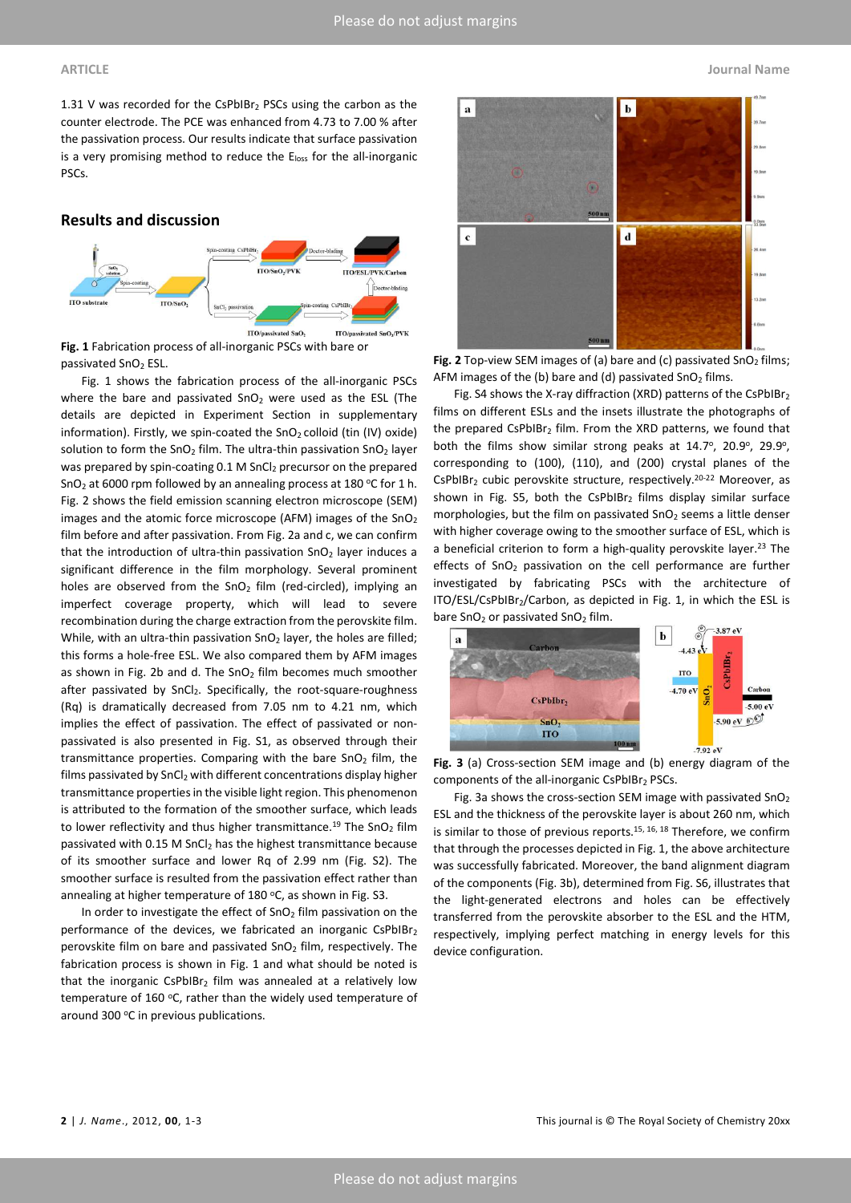1.31 V was recorded for the $CsPbIBr_2$ PSCs using the carbon as the counter electrode. The PCE was enhanced from 4.73 to 7.00 % after the passivation process. Our results indicate that surface passivation is a very promising method to reduce the $E_{loss}$ for the all-inorganic PSCs.

## Results and discussion

**Fig. 1** Fabrication process of all-inorganic PSCs with bare or passivated $SnO_2$ ESL.

Fig. 1 shows the fabrication process of the all-inorganic PSCs where the bare and passivated $SnO_2$ were used as the ESL (The details are depicted in Experiment Section in supplementary information). Firstly, we spin-coated the $SnO_2$ colloid (tin (IV) oxide) solution to form the $SnO_2$ film. The ultra-thin passivation $SnO_2$ layer was prepared by spin-coating 0.1 M $SnCl_2$ precursor on the prepared $SnO_2$ at 6000 rpm followed by an annealing process at 180 °C for 1 h. Fig. 2 shows the field emission scanning electron microscope (SEM) images and the atomic force microscope (AFM) images of the $SnO_2$ film before and after passivation. From Fig. 2a and c, we can confirm that the introduction of ultra-thin passivation $SnO_2$ layer induces a significant difference in the film morphology. Several prominent holes are observed from the $SnO_2$ film (red-circled), implying an imperfect coverage property, which will lead to severe recombination during the charge extraction from the perovskite film. While, with an ultra-thin passivation $SnO_2$ layer, the holes are filled; this forms a hole-free ESL. We also compared them by AFM images as shown in Fig. 2b and d. The $SnO_2$ film becomes much smoother after passivated by $SnCl_2$. Specifically, the root-square-roughness (Rq) is dramatically decreased from 7.05 nm to 4.21 nm, which implies the effect of passivation. The effect of passivated or non-passivated is also presented in Fig. S1, as observed through their transmittance properties. Comparing with the bare $SnO_2$ film, the films passivated by $SnCl_2$ with different concentrations display higher transmittance properties in the visible light region. This phenomenon is attributed to the formation of the smoother surface, which leads to lower reflectivity and thus higher transmittance.[19] The $SnO_2$ film passivated with 0.15 M $SnCl_2$ has the highest transmittance because of its smoother surface and lower Rq of 2.99 nm (Fig. S2). The smoother surface is resulted from the passivation effect rather than annealing at higher temperature of 180 °C, as shown in Fig. S3.

In order to investigate the effect of $SnO_2$ film passivation on the performance of the devices, we fabricated an inorganic $CsPbIBr_2$ perovskite film on bare and passivated $SnO_2$ film, respectively. The fabrication process is shown in Fig. 1 and what should be noted is that the inorganic $CsPbIBr_2$ film was annealed at a relatively low temperature of 160 °C, rather than the widely used temperature of around 300 °C in previous publications.

**Fig. 2** Top-view SEM images of (a) bare and (c) passivated $SnO_2$ films; AFM images of the (b) bare and (d) passivated $SnO_2$ films.

Fig. S4 shows the X-ray diffraction (XRD) patterns of the $CsPbIBr_2$ films on different ESLs and the insets illustrate the photographs of the prepared $CsPbIBr_2$ film. From the XRD patterns, we found that both the films show similar strong peaks at 14.7°, 20.9°, 29.9°, corresponding to (100), (110), and (200) crystal planes of the $CsPbIBr_2$ cubic perovskite structure, respectively.[20-22] Moreover, as shown in Fig. S5, both the $CsPbIBr_2$ films display similar surface morphologies, but the film on passivated $SnO_2$ seems a little denser with higher coverage owing to the smoother surface of ESL, which is a beneficial criterion to form a high-quality perovskite layer.[23] The effects of $SnO_2$ passivation on the cell performance are further investigated by fabricating PSCs with the architecture of ITO/ESL/$CsPbIBr_2$/Carbon, as depicted in Fig. 1, in which the ESL is bare $SnO_2$ or passivated $SnO_2$ film.

**Fig. 3** (a) Cross-section SEM image and (b) energy diagram of the components of the all-inorganic $CsPbIBr_2$ PSCs.

Fig. 3a shows the cross-section SEM image with passivated $SnO_2$ ESL and the thickness of the perovskite layer is about 260 nm, which is similar to those of previous reports.[15, 16, 18] Therefore, we confirm that through the processes depicted in Fig. 1, the above architecture was successfully fabricated. Moreover, the band alignment diagram of the components (Fig. 3b), determined from Fig. S6, illustrates that the light-generated electrons and holes can be effectively transferred from the perovskite absorber to the ESL and the HTM, respectively, implying perfect matching in energy levels for this device configuration.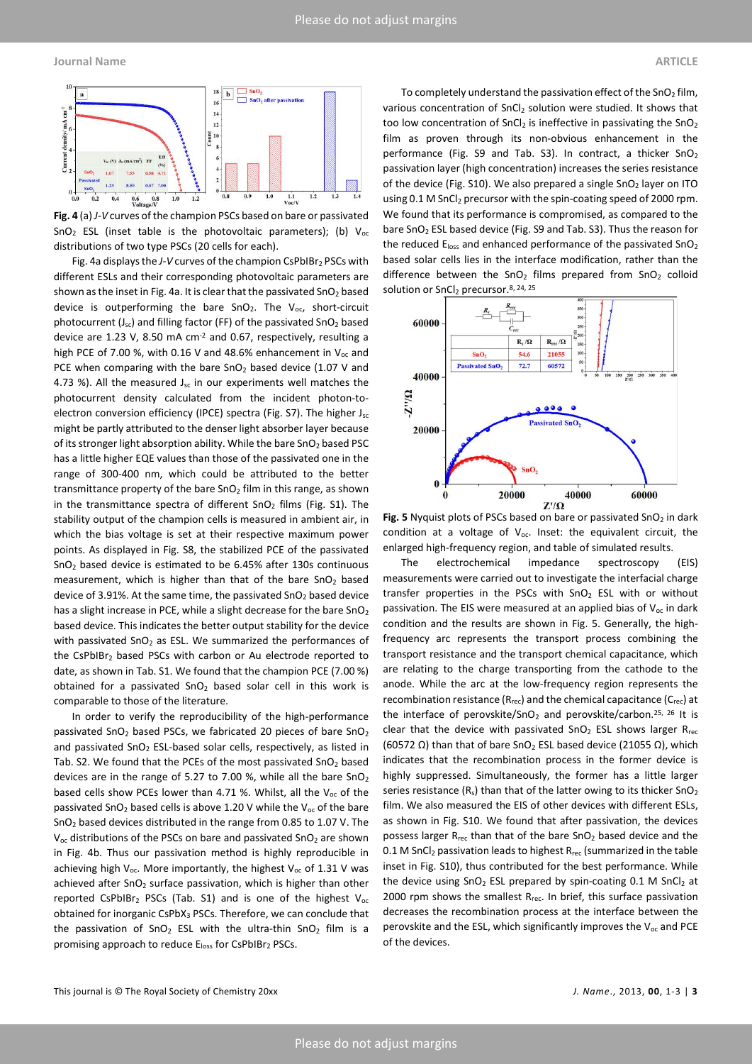a

Current density/ mA cm$^{-2}$

Voltage/V

| | $V_{oc}$ (V) | $J_{sc}$ (mA/cm$^2$) | FF | Eff (%) |
|---|---|---|---|---|
| $SnO_2$ | 1.07 | 7.55 | 0.58 | 4.71 |
| Passivated $SnO_2$ | 1.23 | 8.50 | 0.67 | 7.00 |

b

$SnO_2$

$SnO_2$ after passivation

Count

Voc/V

**Fig. 4** (a) *J-V* curves of the champion PSCs based on bare or passivated $SnO_2$ ESL (inset table is the photovoltaic parameters); (b) $V_{oc}$ distributions of two type PSCs (20 cells for each).

Fig. 4a displays the *J-V* curves of the champion $CsPbIBr_2$ PSCs with different ESLs and their corresponding photovoltaic parameters are shown as the inset in Fig. 4a. It is clear that the passivated $SnO_2$ based device is outperforming the bare $SnO_2$. The $V_{oc}$, short-circuit photocurrent ($J_{sc}$) and filling factor (FF) of the passivated $SnO_2$ based device are 1.23 V, 8.50 mA cm$^{-2}$ and 0.67, respectively, resulting a high PCE of 7.00 %, with 0.16 V and 48.6% enhancement in $V_{oc}$ and PCE when comparing with the bare $SnO_2$ based device (1.07 V and 4.73 %). All the measured $J_{sc}$ in our experiments well matches the photocurrent density calculated from the incident photon-to-electron conversion efficiency (IPCE) spectra (Fig. S7). The higher $J_{sc}$ might be partly attributed to the denser light absorber layer because of its stronger light absorption ability. While the bare $SnO_2$ based PSC has a little higher EQE values than those of the passivated one in the range of 300-400 nm, which could be attributed to the better transmittance property of the bare $SnO_2$ film in this range, as shown in the transmittance spectra of different $SnO_2$ films (Fig. S1). The stability output of the champion cells is measured in ambient air, in which the bias voltage is set at their respective maximum power points. As displayed in Fig. S8, the stabilized PCE of the passivated $SnO_2$ based device is estimated to be 6.45% after 130s continuous measurement, which is higher than that of the bare $SnO_2$ based device of 3.91%. At the same time, the passivated $SnO_2$ based device has a slight increase in PCE, while a slight decrease for the bare $SnO_2$ based device. This indicates the better output stability for the device with passivated $SnO_2$ as ESL. We summarized the performances of the $CsPbIBr_2$ based PSCs with carbon or Au electrode reported to date, as shown in Tab. S1. We found that the champion PCE (7.00 %) obtained for a passivated $SnO_2$ based solar cell in this work is comparable to those of the literature.

In order to verify the reproducibility of the high-performance passivated $SnO_2$ based PSCs, we fabricated 20 pieces of bare $SnO_2$ and passivated $SnO_2$ ESL-based solar cells, respectively, as listed in Tab. S2. We found that the PCEs of the most passivated $SnO_2$ based devices are in the range of 5.27 to 7.00 %, while all the bare $SnO_2$ based cells show PCEs lower than 4.71 %. Whilst, all the $V_{oc}$ of the passivated $SnO_2$ based cells is above 1.20 V while the $V_{oc}$ of the bare $SnO_2$ based devices distributed in the range from 0.85 to 1.07 V. The $V_{oc}$ distributions of the PSCs on bare and passivated $SnO_2$ are shown in Fig. 4b. Thus our passivation method is highly reproducible in achieving high $V_{oc}$. More importantly, the highest $V_{oc}$ of 1.31 V was achieved after $SnO_2$ surface passivation, which is higher than other reported $CsPbIBr_2$ PSCs (Tab. S1) and is one of the highest $V_{oc}$ obtained for inorganic $CsPbX_3$ PSCs. Therefore, we can conclude that the passivation of $SnO_2$ ESL with the ultra-thin $SnO_2$ film is a promising approach to reduce $E_{loss}$ for $CsPbIBr_2$ PSCs.

To completely understand the passivation effect of the $SnO_2$ film, various concentration of $SnCl_2$ solution were studied. It shows that too low concentration of $SnCl_2$ is ineffective in passivating the $SnO_2$ film as proven through its non-obvious enhancement in the performance (Fig. S9 and Tab. S3). In contract, a thicker $SnO_2$ passivation layer (high concentration) increases the series resistance of the device (Fig. S10). We also prepared a single $SnO_2$ layer on ITO using 0.1 M $SnCl_2$ precursor with the spin-coating speed of 2000 rpm. We found that its performance is compromised, as compared to the bare $SnO_2$ ESL based device (Fig. S9 and Tab. S3). Thus the reason for the reduced $E_{loss}$ and enhanced performance of the passivated $SnO_2$ based solar cells lies in the interface modification, rather than the difference between the $SnO_2$ films prepared from $SnO_2$ colloid solution or $SnCl_2$ precursor.[8, 24, 25]

$R_s$ $R_{rec}$ $C_{rec}$

| | $R_s$ /Ω | $R_{rec}$ /Ω |
|---|---|---|
| $SnO_2$ | 54.6 | 21055 |
| Passivated $SnO_2$ | 72.7 | 60572 |

Passivated $SnO_2$

$SnO_2$

-Z''/Ω

Z'/Ω

**Fig. 5** Nyquist plots of PSCs based on bare or passivated $SnO_2$ in dark condition at a voltage of $V_{oc}$. Inset: the equivalent circuit, the enlarged high-frequency region, and table of simulated results.

The electrochemical impedance spectroscopy (EIS) measurements were carried out to investigate the interfacial charge transfer properties in the PSCs with $SnO_2$ ESL with or without passivation. The EIS were measured at an applied bias of $V_{oc}$ in dark condition and the results are shown in Fig. 5. Generally, the high-frequency arc represents the transport process combining the transport resistance and the transport chemical capacitance, which are relating to the charge transporting from the cathode to the anode. While the arc at the low-frequency region represents the recombination resistance ($R_{rec}$) and the chemical capacitance ($C_{rec}$) at the interface of perovskite/$SnO_2$ and perovskite/carbon.[25, 26] It is clear that the device with passivated $SnO_2$ ESL shows larger $R_{rec}$ (60572 Ω) than that of bare $SnO_2$ ESL based device (21055 Ω), which indicates that the recombination process in the former device is highly suppressed. Simultaneously, the former has a little larger series resistance ($R_s$) than that of the latter owing to its thicker $SnO_2$ film. We also measured the EIS of other devices with different ESLs, as shown in Fig. S10. We found that after passivation, the devices possess larger $R_{rec}$ than that of the bare $SnO_2$ based device and the 0.1 M $SnCl_2$ passivation leads to highest $R_{rec}$ (summarized in the table inset in Fig. S10), thus contributed for the best performance. While the device using $SnO_2$ ESL prepared by spin-coating 0.1 M $SnCl_2$ at 2000 rpm shows the smallest $R_{rec}$. In brief, this surface passivation decreases the recombination process at the interface between the perovskite and the ESL, which significantly improves the $V_{oc}$ and PCE of the devices.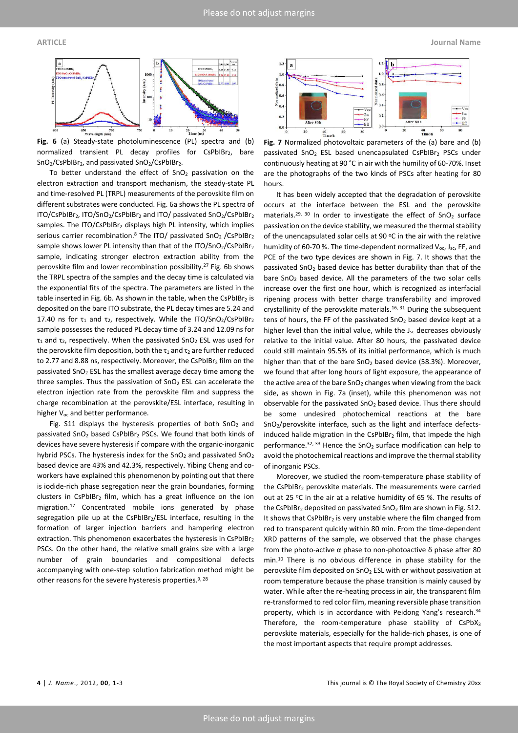ITO/CsPbIBr2
ITO/SnO2/CsPbIBr2
ITO/passivated SnO2/CsPbIBr2

| | τ1 (ns) | τ2 (ns) | τ average (ns) |
|---|---|---|---|
| ITO/CsPbIBr2 | 5.24 | 17.40 | 6.12 |
| ITO/SnO2/CsPbIBr2 | 3.24 | 12.09 | 3.53 |
| ITO/passivated SnO2/CsPbIBr2 | 2.77 | 8.88 | 2.97 |

**Fig. 6** (a) Steady-state photoluminescence (PL) spectra and (b) normalized transient PL decay profiles for $CsPbIBr_2$, bare $SnO_2/CsPbIBr_2$, and passivated $SnO_2/CsPbIBr_2$.

To better understand the effect of $SnO_2$ passivation on the electron extraction and transport mechanism, the steady-state PL and time-resolved PL (TRPL) measurements of the perovskite film on different substrates were conducted. Fig. 6a shows the PL spectra of ITO/$CsPbIBr_2$, ITO/$SnO_2$/$CsPbIBr_2$ and ITO/ passivated $SnO_2$/$CsPbIBr_2$ samples. The ITO/$CsPbIBr_2$ displays high PL intensity, which implies serious carrier recombination.[8] The ITO/ passivated $SnO_2$ /$CsPbIBr_2$ sample shows lower PL intensity than that of the ITO/$SnO_2$/$CsPbIBr_2$ sample, indicating stronger electron extraction ability from the perovskite film and lower recombination possibility.[27] Fig. 6b shows the TRPL spectra of the samples and the decay time is calculated via the exponential fits of the spectra. The parameters are listed in the table inserted in Fig. 6b. As shown in the table, when the $CsPbIBr_2$ is deposited on the bare ITO substrate, the PL decay times are 5.24 and 17.40 ns for $\tau_1$ and $\tau_2$, respectively. While the ITO/$SnO_2$ /$CsPbIBr_2$ sample possesses the reduced PL decay time of 3.24 and 12.09 ns for $\tau_1$ and $\tau_2$, respectively. When the passivated $SnO_2$ ESL was used for the perovskite film deposition, both the $\tau_1$ and $\tau_2$ are further reduced to 2.77 and 8.88 ns, respectively. Moreover, the $CsPbIBr_2$ film on the passivated $SnO_2$ ESL has the smallest average decay time among the three samples. Thus the passivation of $SnO_2$ ESL can accelerate the electron injection rate from the perovskite film and suppress the charge recombination at the perovskite/ESL interface, resulting in higher $V_{oc}$ and better performance.

Fig. S11 displays the hysteresis properties of both $SnO_2$ and passivated $SnO_2$ based $CsPbIBr_2$ PSCs. We found that both kinds of devices have severe hysteresis if compare with the organic-inorganic hybrid PSCs. The hysteresis index for the $SnO_2$ and passivated $SnO_2$ based device are 43% and 42.3%, respectively. Yibing Cheng and co-workers have explained this phenomenon by pointing out that there is iodide-rich phase segregation near the grain boundaries, forming clusters in $CsPbIBr_2$ film, which has a great influence on the ion migration.[17] Concentrated mobile ions generated by phase segregation pile up at the $CsPbIBr_2$/ESL interface, resulting in the formation of larger injection barriers and hampering electron extraction. This phenomenon exacerbates the hysteresis in $CsPbIBr_2$ PSCs. On the other hand, the relative small grains size with a large number of grain boundaries and compositional defects accompanying with one-step solution fabrication method might be other reasons for the severe hysteresis properties.[9, 28]

After 80 h
After 80 h

**Fig. 7** Normalized photovoltaic parameters of the (a) bare and (b) passivated $SnO_2$ ESL based unencapsulated $CsPbIBr_2$ PSCs under continuously heating at 90 °C in air with the humility of 60-70%. Inset are the photographs of the two kinds of PSCs after heating for 80 hours.

It has been widely accepted that the degradation of perovskite occurs at the interface between the ESL and the perovskite materials.[29, 30] In order to investigate the effect of $SnO_2$ surface passivation on the device stability, we measured the thermal stability of the unencapsulated solar cells at 90 °C in the air with the relative humidity of 60-70 %. The time-dependent normalized $V_{oc}$, $J_{sc}$, FF, and PCE of the two type devices are shown in Fig. 7. It shows that the passivated $SnO_2$ based device has better durability than that of the bare $SnO_2$ based device. All the parameters of the two solar cells increase over the first one hour, which is recognized as interfacial ripening process with better charge transferability and improved crystallinity of the perovskite materials.[16, 31] During the subsequent tens of hours, the FF of the passivated $SnO_2$ based device kept at a higher level than the initial value, while the $J_{sc}$ decreases obviously relative to the initial value. After 80 hours, the passivated device could still maintain 95.5% of its initial performance, which is much higher than that of the bare $SnO_2$ based device (58.3%). Moreover, we found that after long hours of light exposure, the appearance of the active area of the bare $SnO_2$ changes when viewing from the back side, as shown in Fig. 7a (inset), while this phenomenon was not observable for the passivated $SnO_2$ based device. Thus there should be some undesired photochemical reactions at the bare $SnO_2$/perovskite interface, such as the light and interface defects-induced halide migration in the $CsPbIBr_2$ film, that impede the high performance.[32, 33] Hence the $SnO_2$ surface modification can help to avoid the photochemical reactions and improve the thermal stability of inorganic PSCs.

Moreover, we studied the room-temperature phase stability of the $CsPbIBr_2$ perovskite materials. The measurements were carried out at 25 °C in the air at a relative humidity of 65 %. The results of the $CsPbIBr_2$ deposited on passivated $SnO_2$ film are shown in Fig. S12. It shows that $CsPbIBr_2$ is very unstable where the film changed from red to transparent quickly within 80 min. From the time-dependent XRD patterns of the sample, we observed that the phase changes from the photo-active α phase to non-photoactive δ phase after 80 min.[10] There is no obvious difference in phase stability for the perovskite film deposited on $SnO_2$ ESL with or without passivation at room temperature because the phase transition is mainly caused by water. While after the re-heating process in air, the transparent film re-transformed to red color film, meaning reversible phase transition property, which is in accordance with Peidong Yang's research.[34] Therefore, the room-temperature phase stability of $CsPbX_3$ perovskite materials, especially for the halide-rich phases, is one of the most important aspects that require prompt addresses.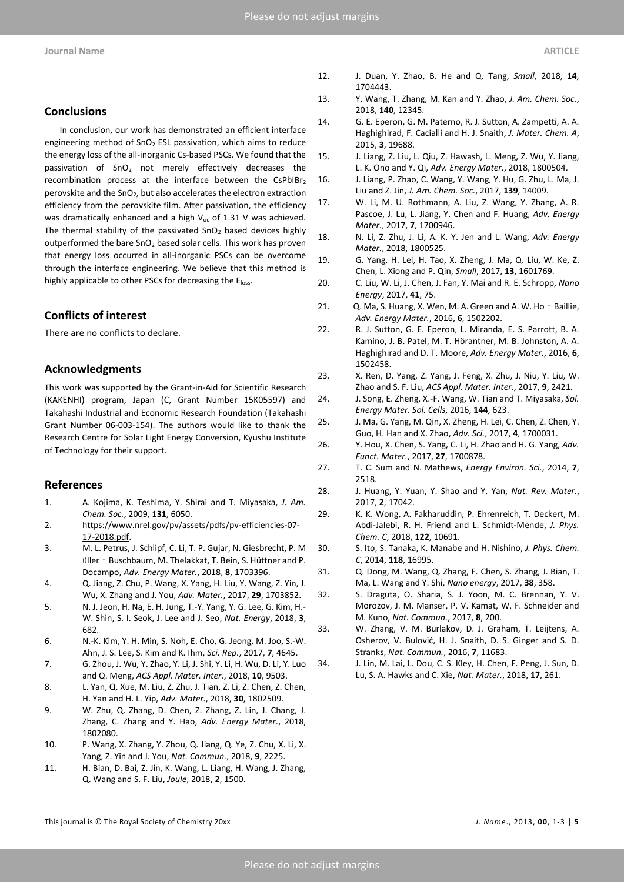## Conclusions

In conclusion, our work has demonstrated an efficient interface engineering method of $SnO_2$ ESL passivation, which aims to reduce the energy loss of the all-inorganic Cs-based PSCs. We found that the passivation of $SnO_2$ not merely effectively decreases the recombination process at the interface between the $CsPbIBr_2$ perovskite and the $SnO_2$, but also accelerates the electron extraction efficiency from the perovskite film. After passivation, the efficiency was dramatically enhanced and a high $V_{oc}$ of 1.31 V was achieved. The thermal stability of the passivated $SnO_2$ based devices highly outperformed the bare $SnO_2$ based solar cells. This work has proven that energy loss occurred in all-inorganic PSCs can be overcome through the interface engineering. We believe that this method is highly applicable to other PSCs for decreasing the $E_{loss}$.

## Conflicts of interest

There are no conflicts to declare.

## Acknowledgments

This work was supported by the Grant-in-Aid for Scientific Research (KAKENHI) program, Japan (C, Grant Number 15K05597) and Takahashi Industrial and Economic Research Foundation (Takahashi Grant Number 06-003-154). The authors would like to thank the Research Centre for Solar Light Energy Conversion, Kyushu Institute of Technology for their support.

## References

1. A. Kojima, K. Teshima, Y. Shirai and T. Miyasaka, *J. Am. Chem. Soc.*, 2009, **131**, 6050.
2. https://www.nrel.gov/pv/assets/pdfs/pv-efficiencies-07-17-2018.pdf.
3. M. L. Petrus, J. Schlipf, C. Li, T. P. Gujar, N. Giesbrecht, P. M üller‐Buschbaum, M. Thelakkat, T. Bein, S. Hüttner and P. Docampo, *Adv. Energy Mater.*, 2018, **8**, 1703396.
4. Q. Jiang, Z. Chu, P. Wang, X. Yang, H. Liu, Y. Wang, Z. Yin, J. Wu, X. Zhang and J. You, *Adv. Mater.*, 2017, **29**, 1703852.
5. N. J. Jeon, H. Na, E. H. Jung, T.-Y. Yang, Y. G. Lee, G. Kim, H.-W. Shin, S. I. Seok, J. Lee and J. Seo, *Nat. Energy*, 2018, **3**, 682.
6. N.-K. Kim, Y. H. Min, S. Noh, E. Cho, G. Jeong, M. Joo, S.-W. Ahn, J. S. Lee, S. Kim and K. Ihm, *Sci. Rep.*, 2017, **7**, 4645.
7. G. Zhou, J. Wu, Y. Zhao, Y. Li, J. Shi, Y. Li, H. Wu, D. Li, Y. Luo and Q. Meng, *ACS Appl. Mater. Inter.*, 2018, **10**, 9503.
8. L. Yan, Q. Xue, M. Liu, Z. Zhu, J. Tian, Z. Li, Z. Chen, Z. Chen, H. Yan and H. L. Yip, *Adv. Mater.*, 2018, **30**, 1802509.
9. W. Zhu, Q. Zhang, D. Chen, Z. Zhang, Z. Lin, J. Chang, J. Zhang, C. Zhang and Y. Hao, *Adv. Energy Mater.*, 2018, 1802080.
10. P. Wang, X. Zhang, Y. Zhou, Q. Jiang, Q. Ye, Z. Chu, X. Li, X. Yang, Z. Yin and J. You, *Nat. Commun.*, 2018, **9**, 2225.
11. H. Bian, D. Bai, Z. Jin, K. Wang, L. Liang, H. Wang, J. Zhang, Q. Wang and S. F. Liu, *Joule*, 2018, **2**, 1500.
12. J. Duan, Y. Zhao, B. He and Q. Tang, *Small*, 2018, **14**, 1704443.
13. Y. Wang, T. Zhang, M. Kan and Y. Zhao, *J. Am. Chem. Soc.*, 2018, **140**, 12345.
14. G. E. Eperon, G. M. Paterno, R. J. Sutton, A. Zampetti, A. A. Haghighirad, F. Cacialli and H. J. Snaith, *J. Mater. Chem. A*, 2015, **3**, 19688.
15. J. Liang, Z. Liu, L. Qiu, Z. Hawash, L. Meng, Z. Wu, Y. Jiang, L. K. Ono and Y. Qi, *Adv. Energy Mater.*, 2018, 1800504.
16. J. Liang, P. Zhao, C. Wang, Y. Wang, Y. Hu, G. Zhu, L. Ma, J. Liu and Z. Jin, *J. Am. Chem. Soc.*, 2017, **139**, 14009.
17. W. Li, M. U. Rothmann, A. Liu, Z. Wang, Y. Zhang, A. R. Pascoe, J. Lu, L. Jiang, Y. Chen and F. Huang, *Adv. Energy Mater.*, 2017, **7**, 1700946.
18. N. Li, Z. Zhu, J. Li, A. K. Y. Jen and L. Wang, *Adv. Energy Mater.*, 2018, 1800525.
19. G. Yang, H. Lei, H. Tao, X. Zheng, J. Ma, Q. Liu, W. Ke, Z. Chen, L. Xiong and P. Qin, *Small*, 2017, **13**, 1601769.
20. C. Liu, W. Li, J. Chen, J. Fan, Y. Mai and R. E. Schropp, *Nano Energy*, 2017, **41**, 75.
21. Q. Ma, S. Huang, X. Wen, M. A. Green and A. W. Ho‐Baillie, *Adv. Energy Mater.*, 2016, **6**, 1502202.
22. R. J. Sutton, G. E. Eperon, L. Miranda, E. S. Parrott, B. A. Kamino, J. B. Patel, M. T. Hörantner, M. B. Johnston, A. A. Haghighirad and D. T. Moore, *Adv. Energy Mater.*, 2016, **6**, 1502458.
23. X. Ren, D. Yang, Z. Yang, J. Feng, X. Zhu, J. Niu, Y. Liu, W. Zhao and S. F. Liu, *ACS Appl. Mater. Inter.*, 2017, **9**, 2421.
24. J. Song, E. Zheng, X.-F. Wang, W. Tian and T. Miyasaka, *Sol. Energy Mater. Sol. Cells*, 2016, **144**, 623.
25. J. Ma, G. Yang, M. Qin, X. Zheng, H. Lei, C. Chen, Z. Chen, Y. Guo, H. Han and X. Zhao, *Adv. Sci.*, 2017, **4**, 1700031.
26. Y. Hou, X. Chen, S. Yang, C. Li, H. Zhao and H. G. Yang, *Adv. Funct. Mater.*, 2017, **27**, 1700878.
27. T. C. Sum and N. Mathews, *Energy Environ. Sci.*, 2014, **7**, 2518.
28. J. Huang, Y. Yuan, Y. Shao and Y. Yan, *Nat. Rev. Mater.*, 2017, **2**, 17042.
29. K. K. Wong, A. Fakharuddin, P. Ehrenreich, T. Deckert, M. Abdi-Jalebi, R. H. Friend and L. Schmidt-Mende, *J. Phys. Chem. C*, 2018, **122**, 10691.
30. S. Ito, S. Tanaka, K. Manabe and H. Nishino, *J. Phys. Chem. C*, 2014, **118**, 16995.
31. Q. Dong, M. Wang, Q. Zhang, F. Chen, S. Zhang, J. Bian, T. Ma, L. Wang and Y. Shi, *Nano energy*, 2017, **38**, 358.
32. S. Draguta, O. Sharia, S. J. Yoon, M. C. Brennan, Y. V. Morozov, J. M. Manser, P. V. Kamat, W. F. Schneider and M. Kuno, *Nat. Commun.*, 2017, **8**, 200.
33. W. Zhang, V. M. Burlakov, D. J. Graham, T. Leijtens, A. Osherov, V. Bulović, H. J. Snaith, D. S. Ginger and S. D. Stranks, *Nat. Commun.*, 2016, **7**, 11683.
34. J. Lin, M. Lai, L. Dou, C. S. Kley, H. Chen, F. Peng, J. Sun, D. Lu, S. A. Hawks and C. Xie, *Nat. Mater.*, 2018, **17**, 261.